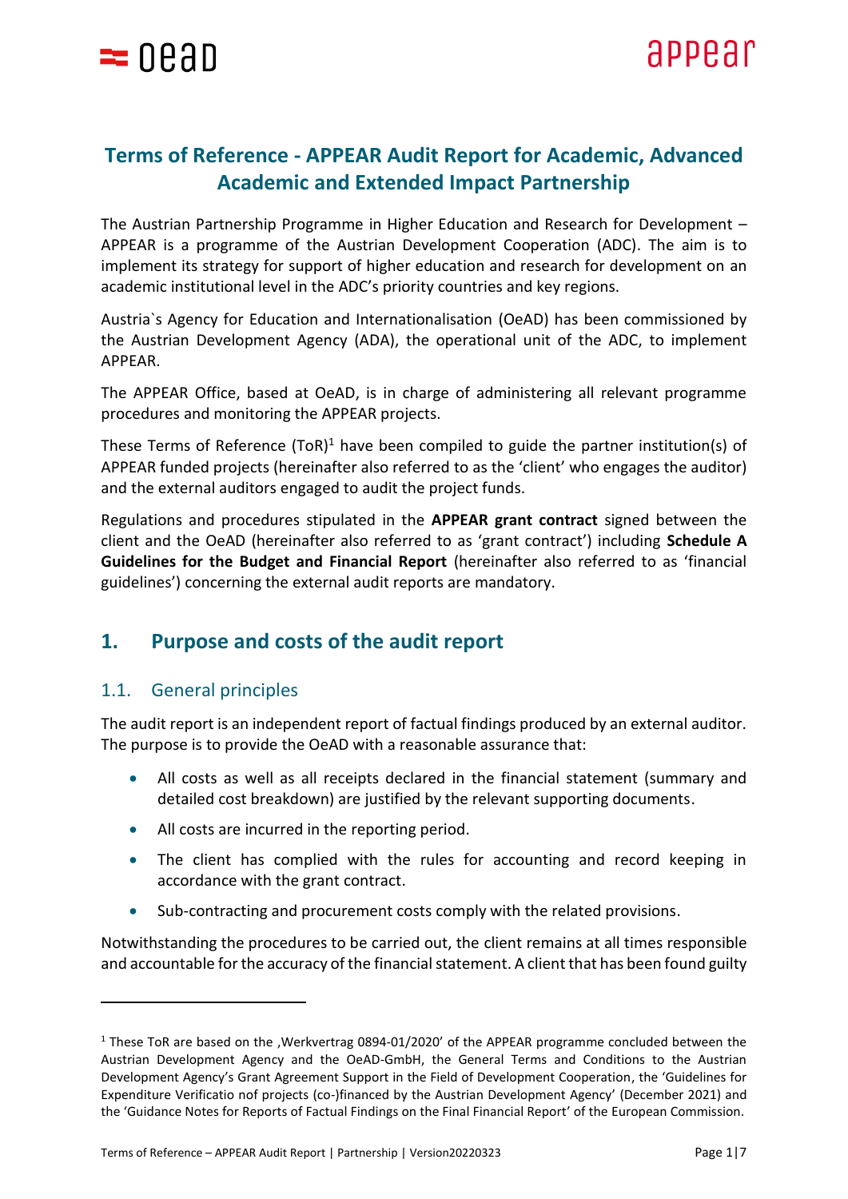# Terms of Reference - APPEAR Audit Report for Academic, Advanced Academic and Extended Impact Partnership

The Austrian Partnership Programme in Higher Education and Research for Development – APPEAR is a programme of the Austrian Development Cooperation (ADC). The aim is to implement its strategy for support of higher education and research for development on an academic institutional level in the ADC's priority countries and key regions.

Austria`s Agency for Education and Internationalisation (OeAD) has been commissioned by the Austrian Development Agency (ADA), the operational unit of the ADC, to implement APPEAR.

The APPEAR Office, based at OeAD, is in charge of administering all relevant programme procedures and monitoring the APPEAR projects.

These Terms of Reference (ToR)[1] have been compiled to guide the partner institution(s) of APPEAR funded projects (hereinafter also referred to as the 'client' who engages the auditor) and the external auditors engaged to audit the project funds.

Regulations and procedures stipulated in the **APPEAR grant contract** signed between the client and the OeAD (hereinafter also referred to as 'grant contract') including **Schedule A Guidelines for the Budget and Financial Report** (hereinafter also referred to as 'financial guidelines') concerning the external audit reports are mandatory.

## 1. Purpose and costs of the audit report

### 1.1. General principles

The audit report is an independent report of factual findings produced by an external auditor. The purpose is to provide the OeAD with a reasonable assurance that:

- All costs as well as all receipts declared in the financial statement (summary and detailed cost breakdown) are justified by the relevant supporting documents.
- All costs are incurred in the reporting period.
- The client has complied with the rules for accounting and record keeping in accordance with the grant contract.
- Sub-contracting and procurement costs comply with the related provisions.

Notwithstanding the procedures to be carried out, the client remains at all times responsible and accountable for the accuracy of the financial statement. A client that has been found guilty

[1] These ToR are based on the ,Werkvertrag 0894-01/2020' of the APPEAR programme concluded between the Austrian Development Agency and the OeAD-GmbH, the General Terms and Conditions to the Austrian Development Agency's Grant Agreement Support in the Field of Development Cooperation, the 'Guidelines for Expenditure Verificatio nof projects (co-)financed by the Austrian Development Agency' (December 2021) and the 'Guidance Notes for Reports of Factual Findings on the Final Financial Report' of the European Commission.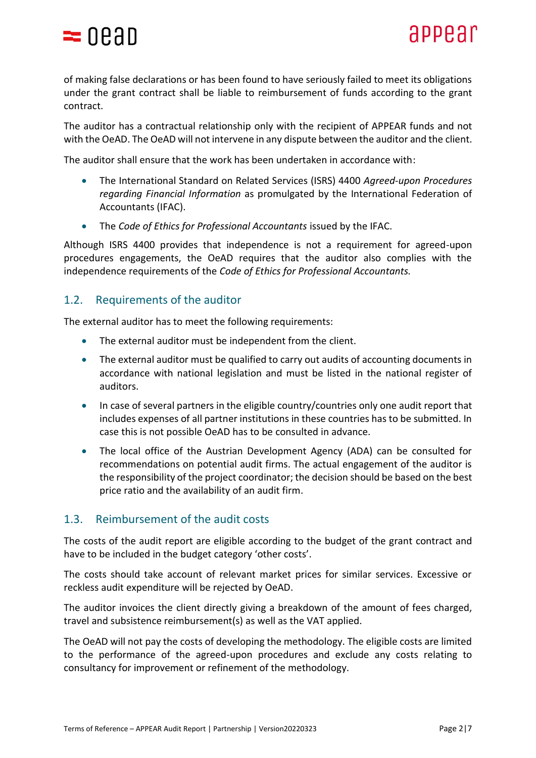of making false declarations or has been found to have seriously failed to meet its obligations under the grant contract shall be liable to reimbursement of funds according to the grant contract.

The auditor has a contractual relationship only with the recipient of APPEAR funds and not with the OeAD. The OeAD will not intervene in any dispute between the auditor and the client.

The auditor shall ensure that the work has been undertaken in accordance with:

- The International Standard on Related Services (ISRS) 4400 *Agreed-upon Procedures regarding Financial Information* as promulgated by the International Federation of Accountants (IFAC).
- The *Code of Ethics for Professional Accountants* issued by the IFAC.

Although ISRS 4400 provides that independence is not a requirement for agreed-upon procedures engagements, the OeAD requires that the auditor also complies with the independence requirements of the *Code of Ethics for Professional Accountants.*

## 1.2. Requirements of the auditor

The external auditor has to meet the following requirements:

- The external auditor must be independent from the client.
- The external auditor must be qualified to carry out audits of accounting documents in accordance with national legislation and must be listed in the national register of auditors.
- In case of several partners in the eligible country/countries only one audit report that includes expenses of all partner institutions in these countries has to be submitted. In case this is not possible OeAD has to be consulted in advance.
- The local office of the Austrian Development Agency (ADA) can be consulted for recommendations on potential audit firms. The actual engagement of the auditor is the responsibility of the project coordinator; the decision should be based on the best price ratio and the availability of an audit firm.

## 1.3. Reimbursement of the audit costs

The costs of the audit report are eligible according to the budget of the grant contract and have to be included in the budget category 'other costs'.

The costs should take account of relevant market prices for similar services. Excessive or reckless audit expenditure will be rejected by OeAD.

The auditor invoices the client directly giving a breakdown of the amount of fees charged, travel and subsistence reimbursement(s) as well as the VAT applied.

The OeAD will not pay the costs of developing the methodology. The eligible costs are limited to the performance of the agreed-upon procedures and exclude any costs relating to consultancy for improvement or refinement of the methodology.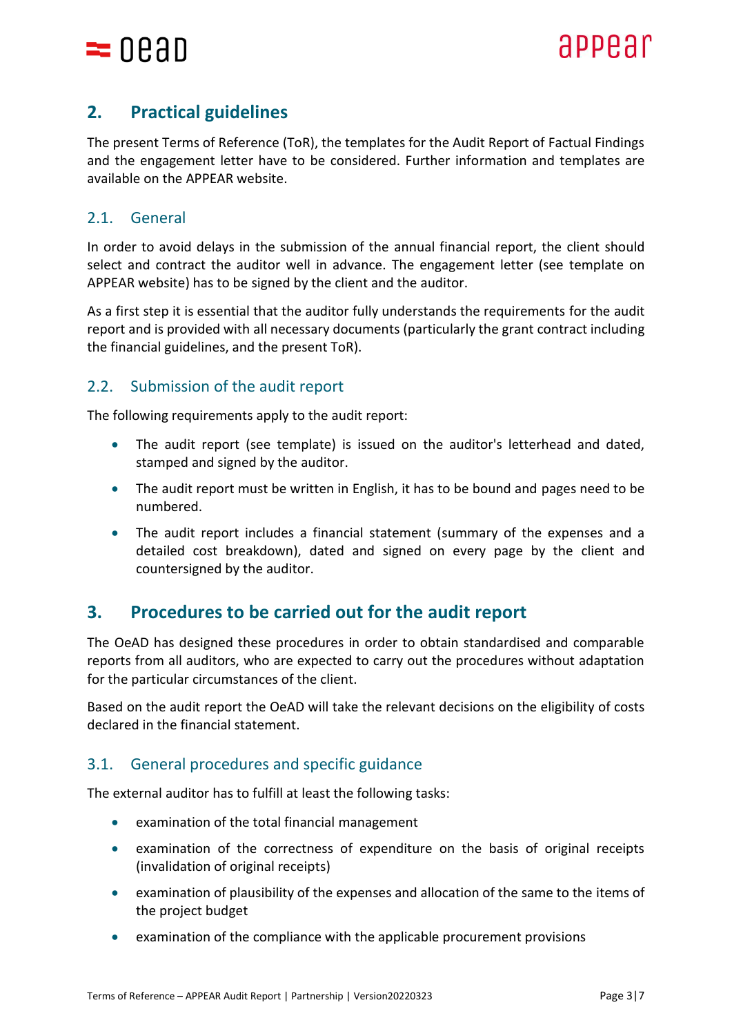## 2. Practical guidelines

The present Terms of Reference (ToR), the templates for the Audit Report of Factual Findings and the engagement letter have to be considered. Further information and templates are available on the APPEAR website.

### 2.1. General

In order to avoid delays in the submission of the annual financial report, the client should select and contract the auditor well in advance. The engagement letter (see template on APPEAR website) has to be signed by the client and the auditor.

As a first step it is essential that the auditor fully understands the requirements for the audit report and is provided with all necessary documents (particularly the grant contract including the financial guidelines, and the present ToR).

### 2.2. Submission of the audit report

The following requirements apply to the audit report:

- The audit report (see template) is issued on the auditor's letterhead and dated, stamped and signed by the auditor.
- The audit report must be written in English, it has to be bound and pages need to be numbered.
- The audit report includes a financial statement (summary of the expenses and a detailed cost breakdown), dated and signed on every page by the client and countersigned by the auditor.

## 3. Procedures to be carried out for the audit report

The OeAD has designed these procedures in order to obtain standardised and comparable reports from all auditors, who are expected to carry out the procedures without adaptation for the particular circumstances of the client.

Based on the audit report the OeAD will take the relevant decisions on the eligibility of costs declared in the financial statement.

### 3.1. General procedures and specific guidance

The external auditor has to fulfill at least the following tasks:

- examination of the total financial management
- examination of the correctness of expenditure on the basis of original receipts (invalidation of original receipts)
- examination of plausibility of the expenses and allocation of the same to the items of the project budget
- examination of the compliance with the applicable procurement provisions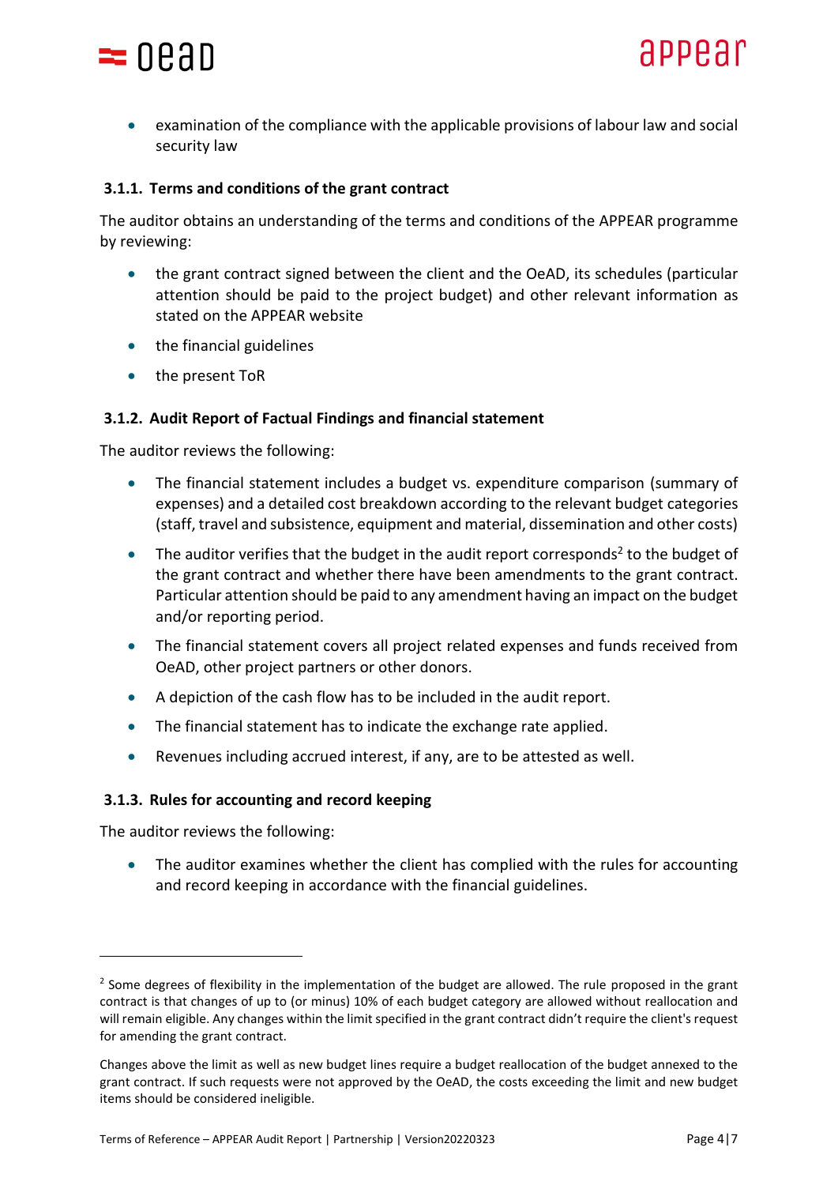- examination of the compliance with the applicable provisions of labour law and social security law

### 3.1.1. Terms and conditions of the grant contract

The auditor obtains an understanding of the terms and conditions of the APPEAR programme by reviewing:

- the grant contract signed between the client and the OeAD, its schedules (particular attention should be paid to the project budget) and other relevant information as stated on the APPEAR website
- the financial guidelines
- the present ToR

### 3.1.2. Audit Report of Factual Findings and financial statement

The auditor reviews the following:

- The financial statement includes a budget vs. expenditure comparison (summary of expenses) and a detailed cost breakdown according to the relevant budget categories (staff, travel and subsistence, equipment and material, dissemination and other costs)
- The auditor verifies that the budget in the audit report corresponds[2] to the budget of the grant contract and whether there have been amendments to the grant contract. Particular attention should be paid to any amendment having an impact on the budget and/or reporting period.
- The financial statement covers all project related expenses and funds received from OeAD, other project partners or other donors.
- A depiction of the cash flow has to be included in the audit report.
- The financial statement has to indicate the exchange rate applied.
- Revenues including accrued interest, if any, are to be attested as well.

### 3.1.3. Rules for accounting and record keeping

The auditor reviews the following:

- The auditor examines whether the client has complied with the rules for accounting and record keeping in accordance with the financial guidelines.

---

[2] Some degrees of flexibility in the implementation of the budget are allowed. The rule proposed in the grant contract is that changes of up to (or minus) 10% of each budget category are allowed without reallocation and will remain eligible. Any changes within the limit specified in the grant contract didn't require the client's request for amending the grant contract.

Changes above the limit as well as new budget lines require a budget reallocation of the budget annexed to the grant contract. If such requests were not approved by the OeAD, the costs exceeding the limit and new budget items should be considered ineligible.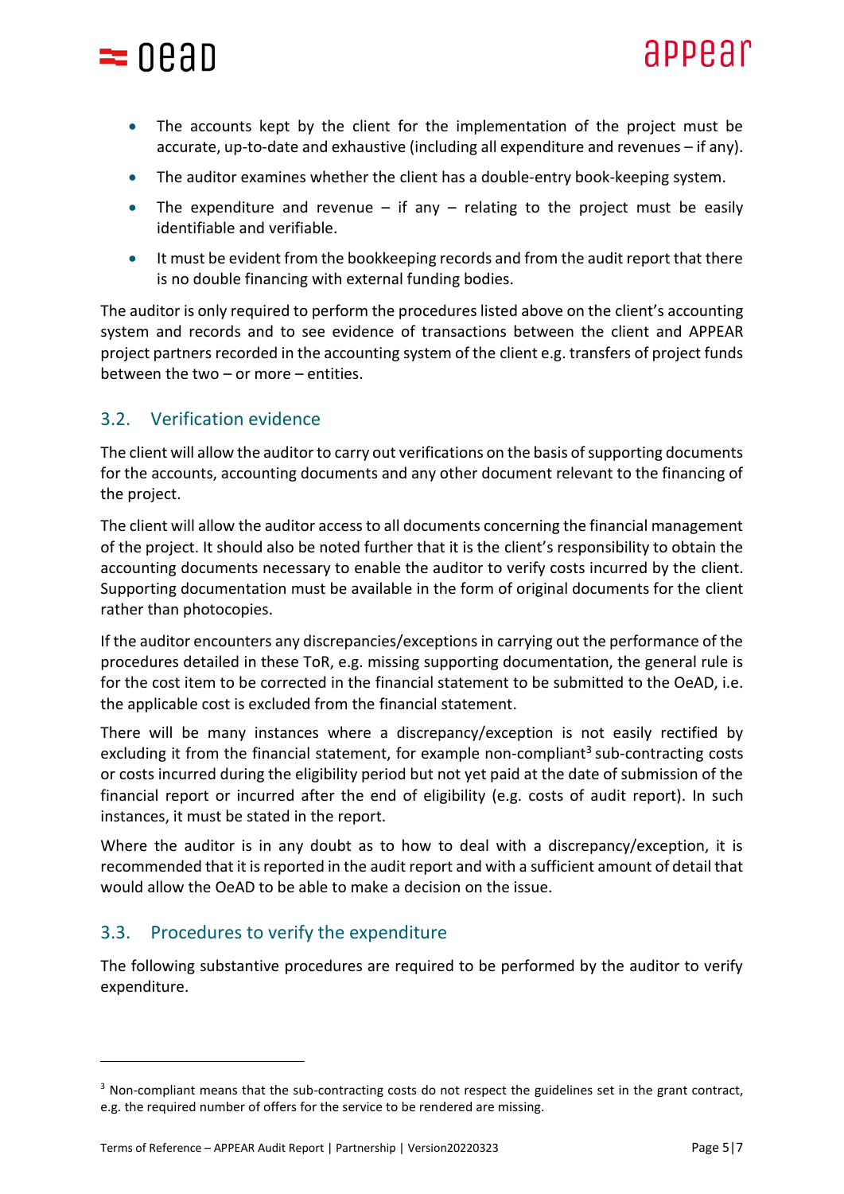- The accounts kept by the client for the implementation of the project must be accurate, up-to-date and exhaustive (including all expenditure and revenues – if any).
- The auditor examines whether the client has a double-entry book-keeping system.
- The expenditure and revenue – if any – relating to the project must be easily identifiable and verifiable.
- It must be evident from the bookkeeping records and from the audit report that there is no double financing with external funding bodies.

The auditor is only required to perform the procedures listed above on the client's accounting system and records and to see evidence of transactions between the client and APPEAR project partners recorded in the accounting system of the client e.g. transfers of project funds between the two – or more – entities.

## 3.2. Verification evidence

The client will allow the auditor to carry out verifications on the basis of supporting documents for the accounts, accounting documents and any other document relevant to the financing of the project.

The client will allow the auditor access to all documents concerning the financial management of the project. It should also be noted further that it is the client's responsibility to obtain the accounting documents necessary to enable the auditor to verify costs incurred by the client. Supporting documentation must be available in the form of original documents for the client rather than photocopies.

If the auditor encounters any discrepancies/exceptions in carrying out the performance of the procedures detailed in these ToR, e.g. missing supporting documentation, the general rule is for the cost item to be corrected in the financial statement to be submitted to the OeAD, i.e. the applicable cost is excluded from the financial statement.

There will be many instances where a discrepancy/exception is not easily rectified by excluding it from the financial statement, for example non-compliant[3] sub-contracting costs or costs incurred during the eligibility period but not yet paid at the date of submission of the financial report or incurred after the end of eligibility (e.g. costs of audit report). In such instances, it must be stated in the report.

Where the auditor is in any doubt as to how to deal with a discrepancy/exception, it is recommended that it is reported in the audit report and with a sufficient amount of detail that would allow the OeAD to be able to make a decision on the issue.

## 3.3. Procedures to verify the expenditure

The following substantive procedures are required to be performed by the auditor to verify expenditure.

---

[3] Non-compliant means that the sub-contracting costs do not respect the guidelines set in the grant contract, e.g. the required number of offers for the service to be rendered are missing.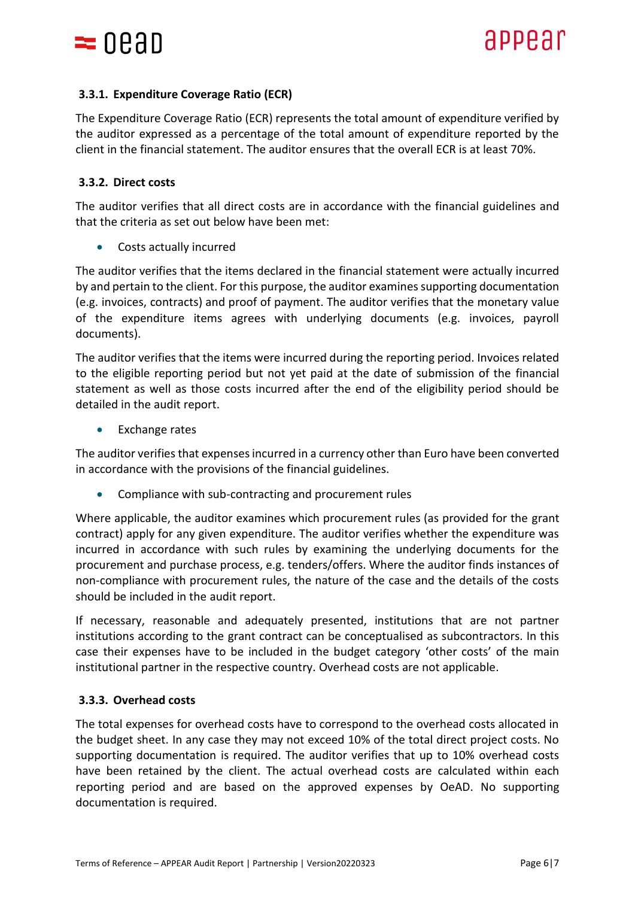### 3.3.1. Expenditure Coverage Ratio (ECR)

The Expenditure Coverage Ratio (ECR) represents the total amount of expenditure verified by the auditor expressed as a percentage of the total amount of expenditure reported by the client in the financial statement. The auditor ensures that the overall ECR is at least 70%.

### 3.3.2. Direct costs

The auditor verifies that all direct costs are in accordance with the financial guidelines and that the criteria as set out below have been met:

- Costs actually incurred

The auditor verifies that the items declared in the financial statement were actually incurred by and pertain to the client. For this purpose, the auditor examines supporting documentation (e.g. invoices, contracts) and proof of payment. The auditor verifies that the monetary value of the expenditure items agrees with underlying documents (e.g. invoices, payroll documents).

The auditor verifies that the items were incurred during the reporting period. Invoices related to the eligible reporting period but not yet paid at the date of submission of the financial statement as well as those costs incurred after the end of the eligibility period should be detailed in the audit report.

- Exchange rates

The auditor verifies that expenses incurred in a currency other than Euro have been converted in accordance with the provisions of the financial guidelines.

- Compliance with sub-contracting and procurement rules

Where applicable, the auditor examines which procurement rules (as provided for the grant contract) apply for any given expenditure. The auditor verifies whether the expenditure was incurred in accordance with such rules by examining the underlying documents for the procurement and purchase process, e.g. tenders/offers. Where the auditor finds instances of non-compliance with procurement rules, the nature of the case and the details of the costs should be included in the audit report.

If necessary, reasonable and adequately presented, institutions that are not partner institutions according to the grant contract can be conceptualised as subcontractors. In this case their expenses have to be included in the budget category 'other costs' of the main institutional partner in the respective country. Overhead costs are not applicable.

### 3.3.3. Overhead costs

The total expenses for overhead costs have to correspond to the overhead costs allocated in the budget sheet. In any case they may not exceed 10% of the total direct project costs. No supporting documentation is required. The auditor verifies that up to 10% overhead costs have been retained by the client. The actual overhead costs are calculated within each reporting period and are based on the approved expenses by OeAD. No supporting documentation is required.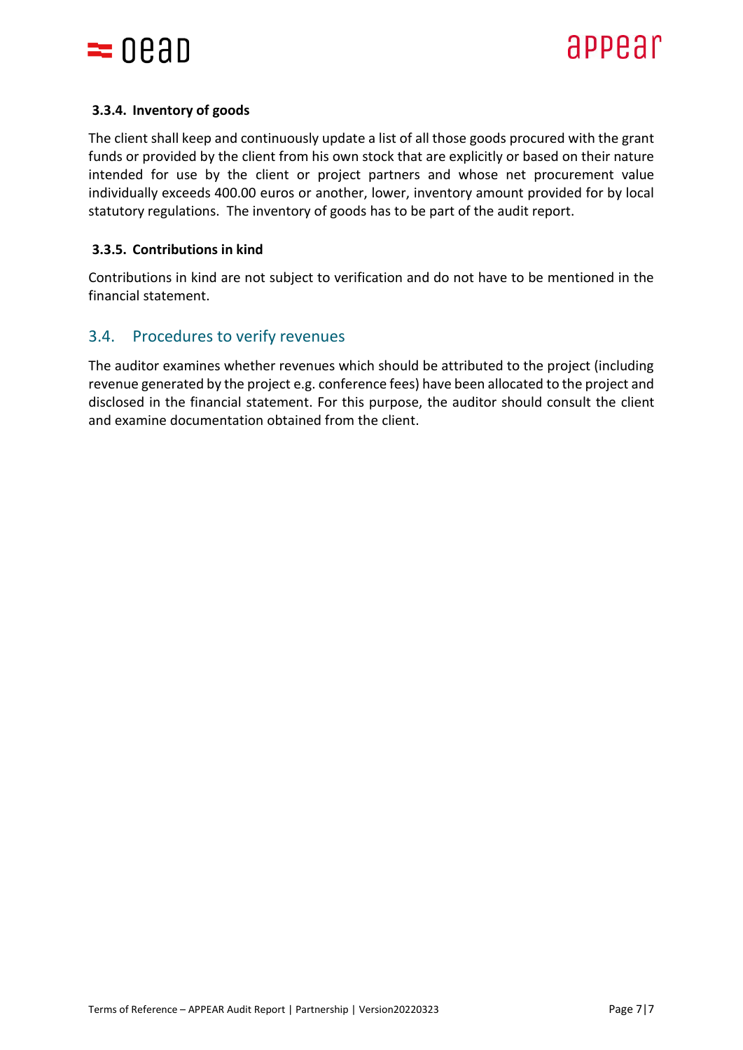#### 3.3.4. Inventory of goods

The client shall keep and continuously update a list of all those goods procured with the grant funds or provided by the client from his own stock that are explicitly or based on their nature intended for use by the client or project partners and whose net procurement value individually exceeds 400.00 euros or another, lower, inventory amount provided for by local statutory regulations. The inventory of goods has to be part of the audit report.

#### 3.3.5. Contributions in kind

Contributions in kind are not subject to verification and do not have to be mentioned in the financial statement.

### 3.4. Procedures to verify revenues

The auditor examines whether revenues which should be attributed to the project (including revenue generated by the project e.g. conference fees) have been allocated to the project and disclosed in the financial statement. For this purpose, the auditor should consult the client and examine documentation obtained from the client.